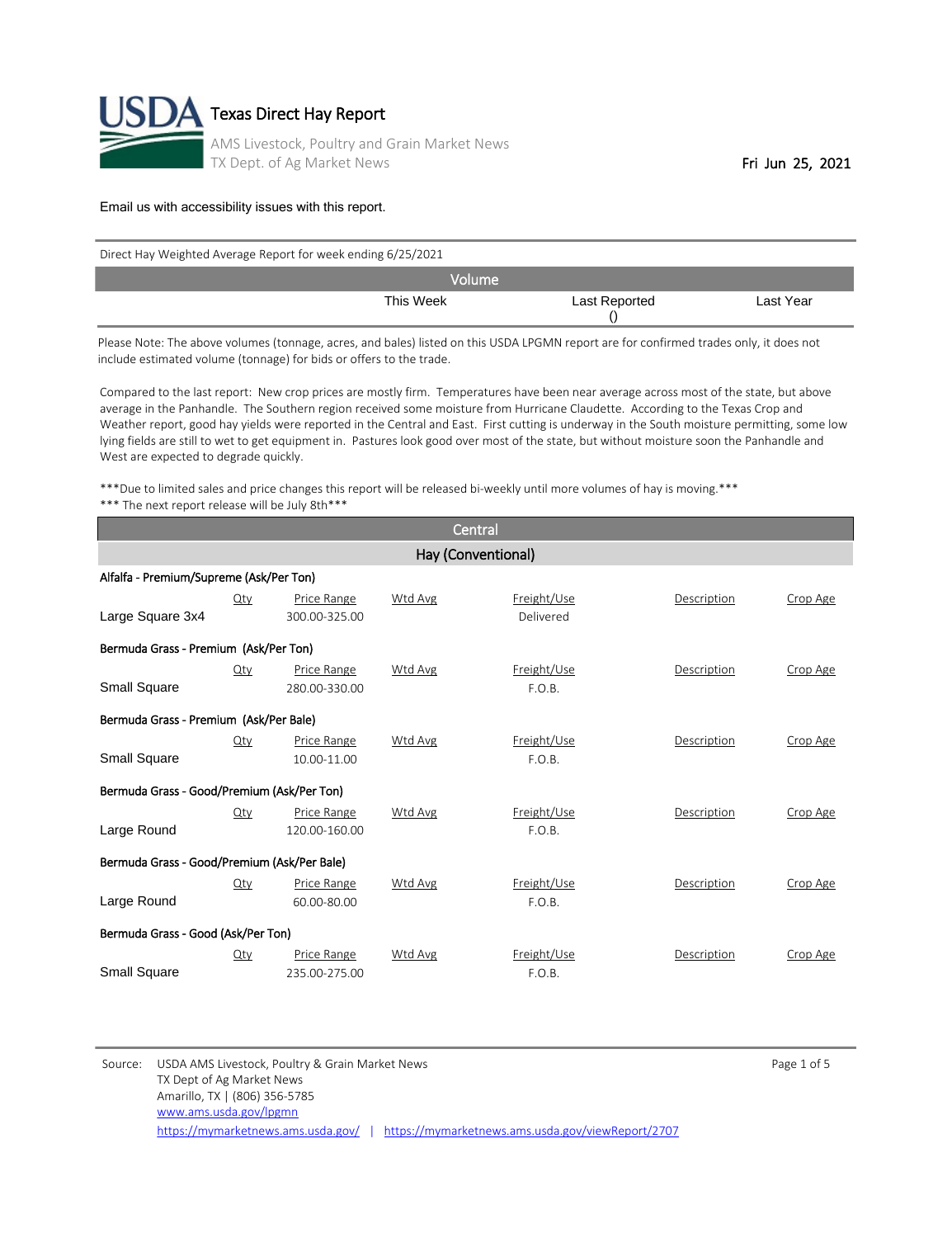# Texas Direct Hay Report

AMS Livestock, Poultry and Grain Market News
TX Dept. of Ag Market News

Fri Jun 25, 2021

Email us with accessibility issues with this report.

Direct Hay Weighted Average Report for week ending 6/25/2021

| Volume | | | |
|---|---|---|---|
| | This Week | Last Reported () | Last Year |

Please Note: The above volumes (tonnage, acres, and bales) listed on this USDA LPGMN report are for confirmed trades only, it does not include estimated volume (tonnage) for bids or offers to the trade.

Compared to the last report: New crop prices are mostly firm. Temperatures have been near average across most of the state, but above average in the Panhandle. The Southern region received some moisture from Hurricane Claudette. According to the Texas Crop and Weather report, good hay yields were reported in the Central and East. First cutting is underway in the South moisture permitting, some low lying fields are still to wet to get equipment in. Pastures look good over most of the state, but without moisture soon the Panhandle and West are expected to degrade quickly.

***Due to limited sales and price changes this report will be released bi-weekly until more volumes of hay is moving.***
*** The next report release will be July 8th***

## Central

### Hay (Conventional)

**Alfalfa - Premium/Supreme (Ask/Per Ton)**

| | Qty | Price Range | Wtd Avg | Freight/Use | Description | Crop Age |
|---|---|---|---|---|---|---|
| Large Square 3x4 | | 300.00-325.00 | | Delivered | | |

**Bermuda Grass - Premium (Ask/Per Ton)**

| | Qty | Price Range | Wtd Avg | Freight/Use | Description | Crop Age |
|---|---|---|---|---|---|---|
| Small Square | | 280.00-330.00 | | F.O.B. | | |

**Bermuda Grass - Premium (Ask/Per Bale)**

| | Qty | Price Range | Wtd Avg | Freight/Use | Description | Crop Age |
|---|---|---|---|---|---|---|
| Small Square | | 10.00-11.00 | | F.O.B. | | |

**Bermuda Grass - Good/Premium (Ask/Per Ton)**

| | Qty | Price Range | Wtd Avg | Freight/Use | Description | Crop Age |
|---|---|---|---|---|---|---|
| Large Round | | 120.00-160.00 | | F.O.B. | | |

**Bermuda Grass - Good/Premium (Ask/Per Bale)**

| | Qty | Price Range | Wtd Avg | Freight/Use | Description | Crop Age |
|---|---|---|---|---|---|---|
| Large Round | | 60.00-80.00 | | F.O.B. | | |

**Bermuda Grass - Good (Ask/Per Ton)**

| | Qty | Price Range | Wtd Avg | Freight/Use | Description | Crop Age |
|---|---|---|---|---|---|---|
| Small Square | | 235.00-275.00 | | F.O.B. | | |

Source: USDA AMS Livestock, Poultry & Grain Market News
TX Dept of Ag Market News
Amarillo, TX | (806) 356-5785
www.ams.usda.gov/lpgmn
https://mymarketnews.ams.usda.gov/ | https://mymarketnews.ams.usda.gov/viewReport/2707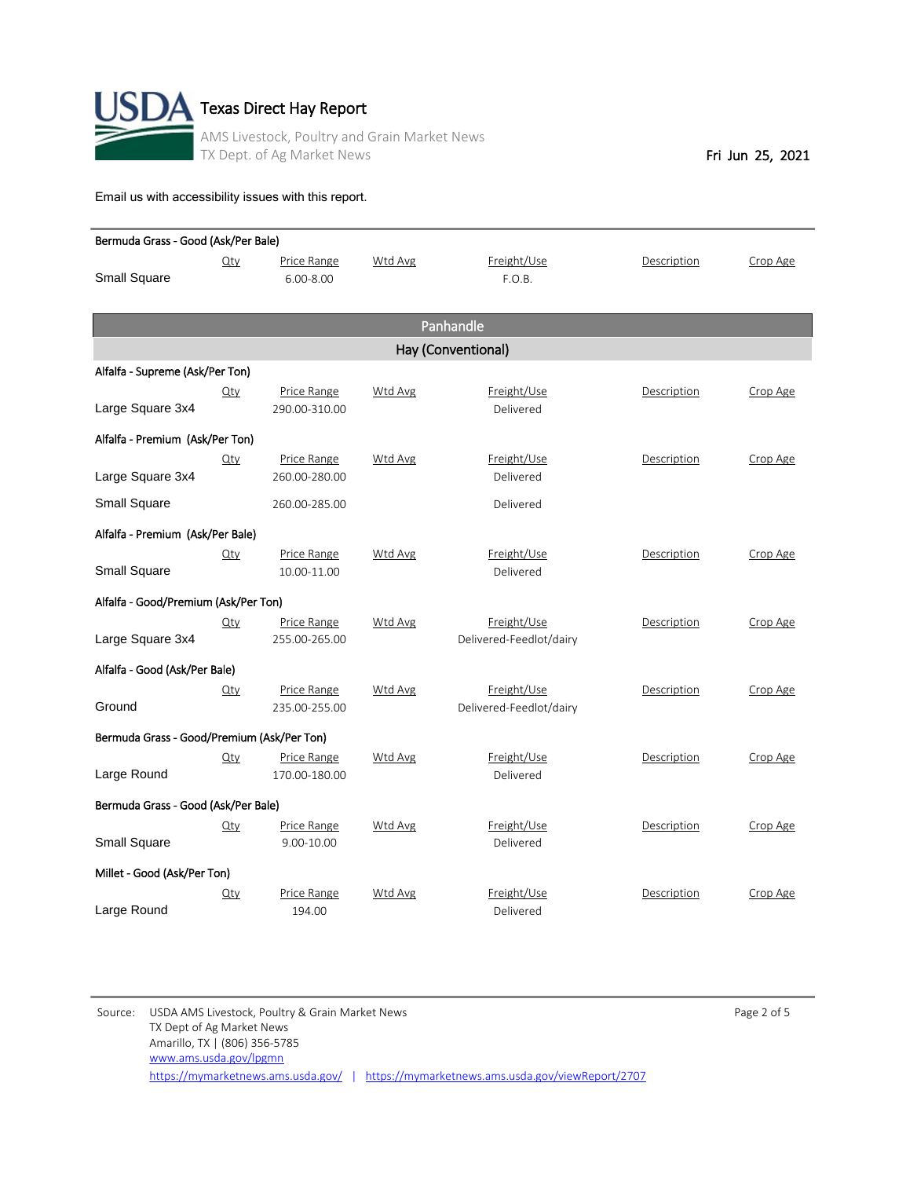# Texas Direct Hay Report

AMS Livestock, Poultry and Grain Market News
TX Dept. of Ag Market News

Fri Jun 25, 2021

Email us with accessibility issues with this report.

**Bermuda Grass - Good (Ask/Per Bale)**

| | Qty | Price Range | Wtd Avg | Freight/Use | Description | Crop Age |
|---|---|---|---|---|---|---|
| Small Square | | 6.00-8.00 | | F.O.B. | | |

## Panhandle

### Hay (Conventional)

**Alfalfa - Supreme (Ask/Per Ton)**

| | Qty | Price Range | Wtd Avg | Freight/Use | Description | Crop Age |
|---|---|---|---|---|---|---|
| Large Square 3x4 | | 290.00-310.00 | | Delivered | | |

**Alfalfa - Premium (Ask/Per Ton)**

| | Qty | Price Range | Wtd Avg | Freight/Use | Description | Crop Age |
|---|---|---|---|---|---|---|
| Large Square 3x4 | | 260.00-280.00 | | Delivered | | |
| Small Square | | 260.00-285.00 | | Delivered | | |

**Alfalfa - Premium (Ask/Per Bale)**

| | Qty | Price Range | Wtd Avg | Freight/Use | Description | Crop Age |
|---|---|---|---|---|---|---|
| Small Square | | 10.00-11.00 | | Delivered | | |

**Alfalfa - Good/Premium (Ask/Per Ton)**

| | Qty | Price Range | Wtd Avg | Freight/Use | Description | Crop Age |
|---|---|---|---|---|---|---|
| Large Square 3x4 | | 255.00-265.00 | | Delivered-Feedlot/dairy | | |

**Alfalfa - Good (Ask/Per Bale)**

| | Qty | Price Range | Wtd Avg | Freight/Use | Description | Crop Age |
|---|---|---|---|---|---|---|
| Ground | | 235.00-255.00 | | Delivered-Feedlot/dairy | | |

**Bermuda Grass - Good/Premium (Ask/Per Ton)**

| | Qty | Price Range | Wtd Avg | Freight/Use | Description | Crop Age |
|---|---|---|---|---|---|---|
| Large Round | | 170.00-180.00 | | Delivered | | |

**Bermuda Grass - Good (Ask/Per Bale)**

| | Qty | Price Range | Wtd Avg | Freight/Use | Description | Crop Age |
|---|---|---|---|---|---|---|
| Small Square | | 9.00-10.00 | | Delivered | | |

**Millet - Good (Ask/Per Ton)**

| | Qty | Price Range | Wtd Avg | Freight/Use | Description | Crop Age |
|---|---|---|---|---|---|---|
| Large Round | | 194.00 | | Delivered | | |

Source: USDA AMS Livestock, Poultry & Grain Market News
TX Dept of Ag Market News
Amarillo, TX | (806) 356-5785
www.ams.usda.gov/lpgmn
https://mymarketnews.ams.usda.gov/ | https://mymarketnews.ams.usda.gov/viewReport/2707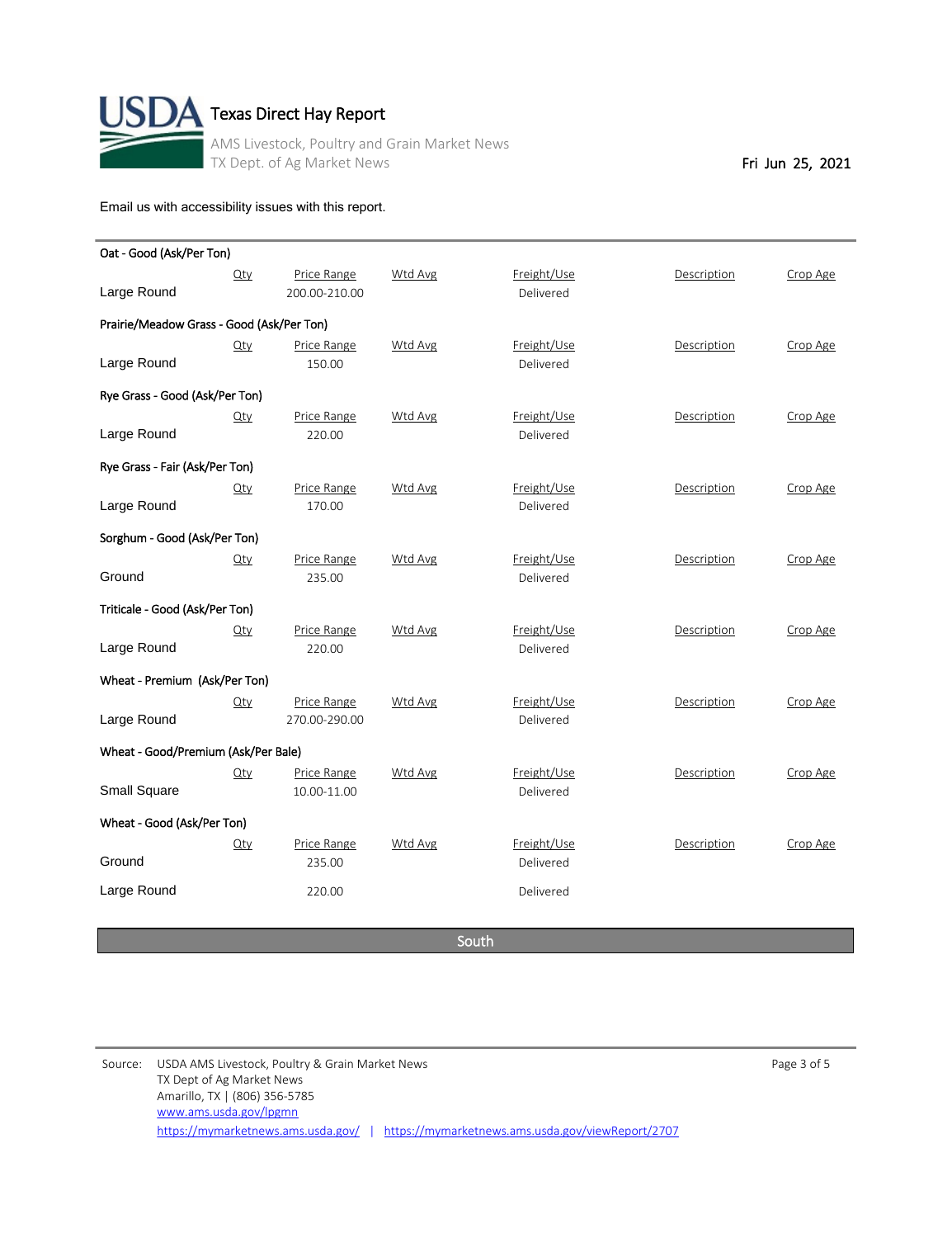# Texas Direct Hay Report

AMS Livestock, Poultry and Grain Market News
TX Dept. of Ag Market News

Fri Jun 25, 2021

Email us with accessibility issues with this report.

**Oat - Good (Ask/Per Ton)**

| | Qty | Price Range | Wtd Avg | Freight/Use | Description | Crop Age |
|---|---|---|---|---|---|---|
| Large Round | | 200.00-210.00 | | Delivered | | |

**Prairie/Meadow Grass - Good (Ask/Per Ton)**

| | Qty | Price Range | Wtd Avg | Freight/Use | Description | Crop Age |
|---|---|---|---|---|---|---|
| Large Round | | 150.00 | | Delivered | | |

**Rye Grass - Good (Ask/Per Ton)**

| | Qty | Price Range | Wtd Avg | Freight/Use | Description | Crop Age |
|---|---|---|---|---|---|---|
| Large Round | | 220.00 | | Delivered | | |

**Rye Grass - Fair (Ask/Per Ton)**

| | Qty | Price Range | Wtd Avg | Freight/Use | Description | Crop Age |
|---|---|---|---|---|---|---|
| Large Round | | 170.00 | | Delivered | | |

**Sorghum - Good (Ask/Per Ton)**

| | Qty | Price Range | Wtd Avg | Freight/Use | Description | Crop Age |
|---|---|---|---|---|---|---|
| Ground | | 235.00 | | Delivered | | |

**Triticale - Good (Ask/Per Ton)**

| | Qty | Price Range | Wtd Avg | Freight/Use | Description | Crop Age |
|---|---|---|---|---|---|---|
| Large Round | | 220.00 | | Delivered | | |

**Wheat - Premium (Ask/Per Ton)**

| | Qty | Price Range | Wtd Avg | Freight/Use | Description | Crop Age |
|---|---|---|---|---|---|---|
| Large Round | | 270.00-290.00 | | Delivered | | |

**Wheat - Good/Premium (Ask/Per Bale)**

| | Qty | Price Range | Wtd Avg | Freight/Use | Description | Crop Age |
|---|---|---|---|---|---|---|
| Small Square | | 10.00-11.00 | | Delivered | | |

**Wheat - Good (Ask/Per Ton)**

| | Qty | Price Range | Wtd Avg | Freight/Use | Description | Crop Age |
|---|---|---|---|---|---|---|
| Ground | | 235.00 | | Delivered | | |
| Large Round | | 220.00 | | Delivered | | |

## South

Source: USDA AMS Livestock, Poultry & Grain Market News
TX Dept of Ag Market News
Amarillo, TX | (806) 356-5785
www.ams.usda.gov/lpgmn
https://mymarketnews.ams.usda.gov/ | https://mymarketnews.ams.usda.gov/viewReport/2707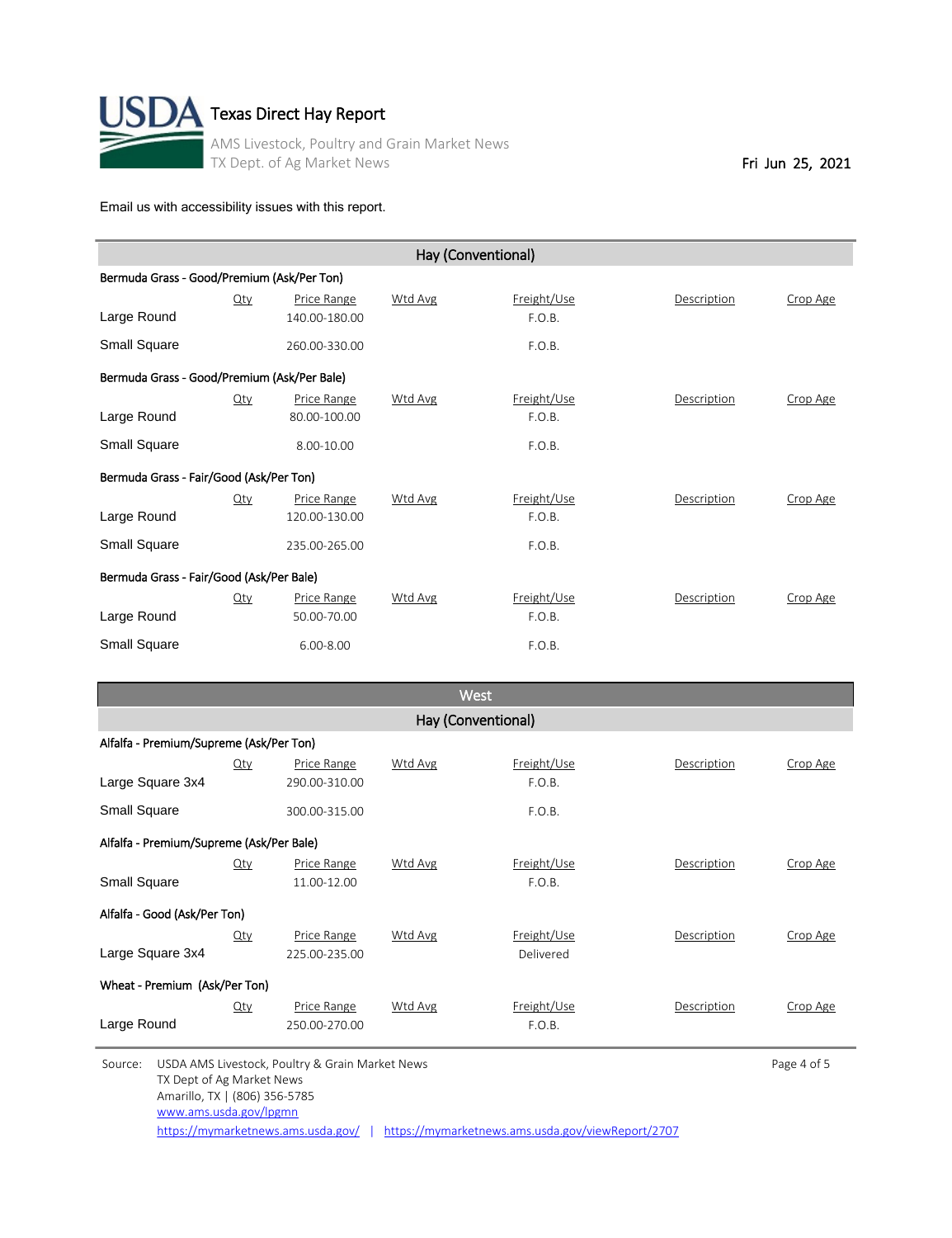# Texas Direct Hay Report

AMS Livestock, Poultry and Grain Market News
TX Dept. of Ag Market News

Fri Jun 25, 2021

Email us with accessibility issues with this report.

## Hay (Conventional)

**Bermuda Grass - Good/Premium (Ask/Per Ton)**

| | Qty | Price Range | Wtd Avg | Freight/Use | Description | Crop Age |
|---|---|---|---|---|---|---|
| Large Round | | 140.00-180.00 | | F.O.B. | | |
| Small Square | | 260.00-330.00 | | F.O.B. | | |

**Bermuda Grass - Good/Premium (Ask/Per Bale)**

| | Qty | Price Range | Wtd Avg | Freight/Use | Description | Crop Age |
|---|---|---|---|---|---|---|
| Large Round | | 80.00-100.00 | | F.O.B. | | |
| Small Square | | 8.00-10.00 | | F.O.B. | | |

**Bermuda Grass - Fair/Good (Ask/Per Ton)**

| | Qty | Price Range | Wtd Avg | Freight/Use | Description | Crop Age |
|---|---|---|---|---|---|---|
| Large Round | | 120.00-130.00 | | F.O.B. | | |
| Small Square | | 235.00-265.00 | | F.O.B. | | |

**Bermuda Grass - Fair/Good (Ask/Per Bale)**

| | Qty | Price Range | Wtd Avg | Freight/Use | Description | Crop Age |
|---|---|---|---|---|---|---|
| Large Round | | 50.00-70.00 | | F.O.B. | | |
| Small Square | | 6.00-8.00 | | F.O.B. | | |

## West

### Hay (Conventional)

**Alfalfa - Premium/Supreme (Ask/Per Ton)**

| | Qty | Price Range | Wtd Avg | Freight/Use | Description | Crop Age |
|---|---|---|---|---|---|---|
| Large Square 3x4 | | 290.00-310.00 | | F.O.B. | | |
| Small Square | | 300.00-315.00 | | F.O.B. | | |

**Alfalfa - Premium/Supreme (Ask/Per Bale)**

| | Qty | Price Range | Wtd Avg | Freight/Use | Description | Crop Age |
|---|---|---|---|---|---|---|
| Small Square | | 11.00-12.00 | | F.O.B. | | |

**Alfalfa - Good (Ask/Per Ton)**

| | Qty | Price Range | Wtd Avg | Freight/Use | Description | Crop Age |
|---|---|---|---|---|---|---|
| Large Square 3x4 | | 225.00-235.00 | | Delivered | | |

**Wheat - Premium (Ask/Per Ton)**

| | Qty | Price Range | Wtd Avg | Freight/Use | Description | Crop Age |
|---|---|---|---|---|---|---|
| Large Round | | 250.00-270.00 | | F.O.B. | | |

Source: USDA AMS Livestock, Poultry & Grain Market News
TX Dept of Ag Market News
Amarillo, TX | (806) 356-5785
www.ams.usda.gov/lpgmn
https://mymarketnews.ams.usda.gov/ | https://mymarketnews.ams.usda.gov/viewReport/2707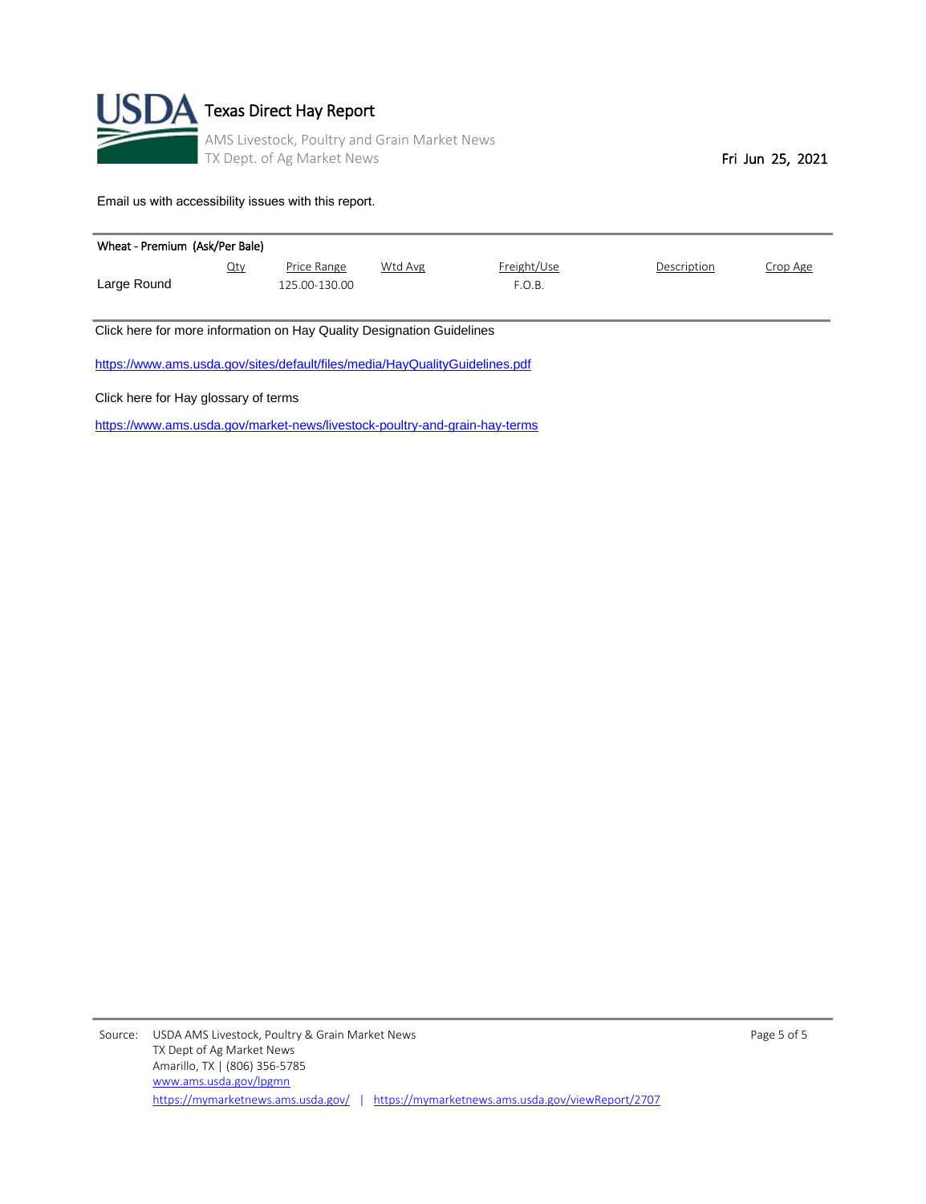# Texas Direct Hay Report

AMS Livestock, Poultry and Grain Market News
TX Dept. of Ag Market News

Fri Jun 25, 2021

Email us with accessibility issues with this report.

**Wheat - Premium (Ask/Per Bale)**

| | Qty | Price Range | Wtd Avg | Freight/Use | Description | Crop Age |
|---|---|---|---|---|---|---|
| Large Round | | 125.00-130.00 | | F.O.B. | | |

Click here for more information on Hay Quality Designation Guidelines

https://www.ams.usda.gov/sites/default/files/media/HayQualityGuidelines.pdf

Click here for Hay glossary of terms

https://www.ams.usda.gov/market-news/livestock-poultry-and-grain-hay-terms

Source: USDA AMS Livestock, Poultry & Grain Market News
TX Dept of Ag Market News
Amarillo, TX | (806) 356-5785
www.ams.usda.gov/lpgmn
https://mymarketnews.ams.usda.gov/ | https://mymarketnews.ams.usda.gov/viewReport/2707